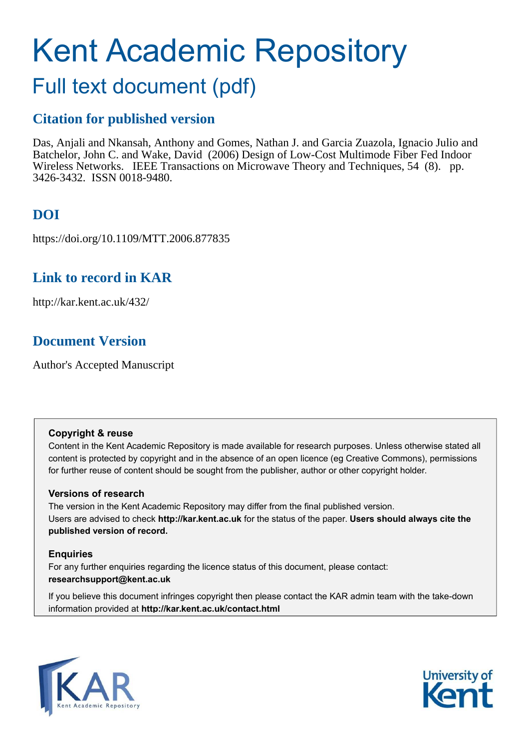# Kent Academic Repository

## Full text document (pdf)

### Citation for published version

Das, Anjali and Nkansah, Anthony and Gomes, Nathan J. and Garcia Zuazola, Ignacio Julio and Batchelor, John C. and Wake, David (2006) Design of Low-Cost Multimode Fiber Fed Indoor Wireless Networks. IEEE Transactions on Microwave Theory and Techniques, 54 (8). pp. 3426-3432. ISSN 0018-9480.

### DOI

https://doi.org/10.1109/MTT.2006.877835

### Link to record in KAR

http://kar.kent.ac.uk/432/

### Document Version

Author's Accepted Manuscript

**Copyright & reuse**

Content in the Kent Academic Repository is made available for research purposes. Unless otherwise stated all content is protected by copyright and in the absence of an open licence (eg Creative Commons), permissions for further reuse of content should be sought from the publisher, author or other copyright holder.

**Versions of research**

The version in the Kent Academic Repository may differ from the final published version. Users are advised to check **http://kar.kent.ac.uk** for the status of the paper. **Users should always cite the published version of record.**

**Enquiries**

For any further enquiries regarding the licence status of this document, please contact: **researchsupport@kent.ac.uk**

If you believe this document infringes copyright then please contact the KAR admin team with the take-down information provided at **http://kar.kent.ac.uk/contact.html**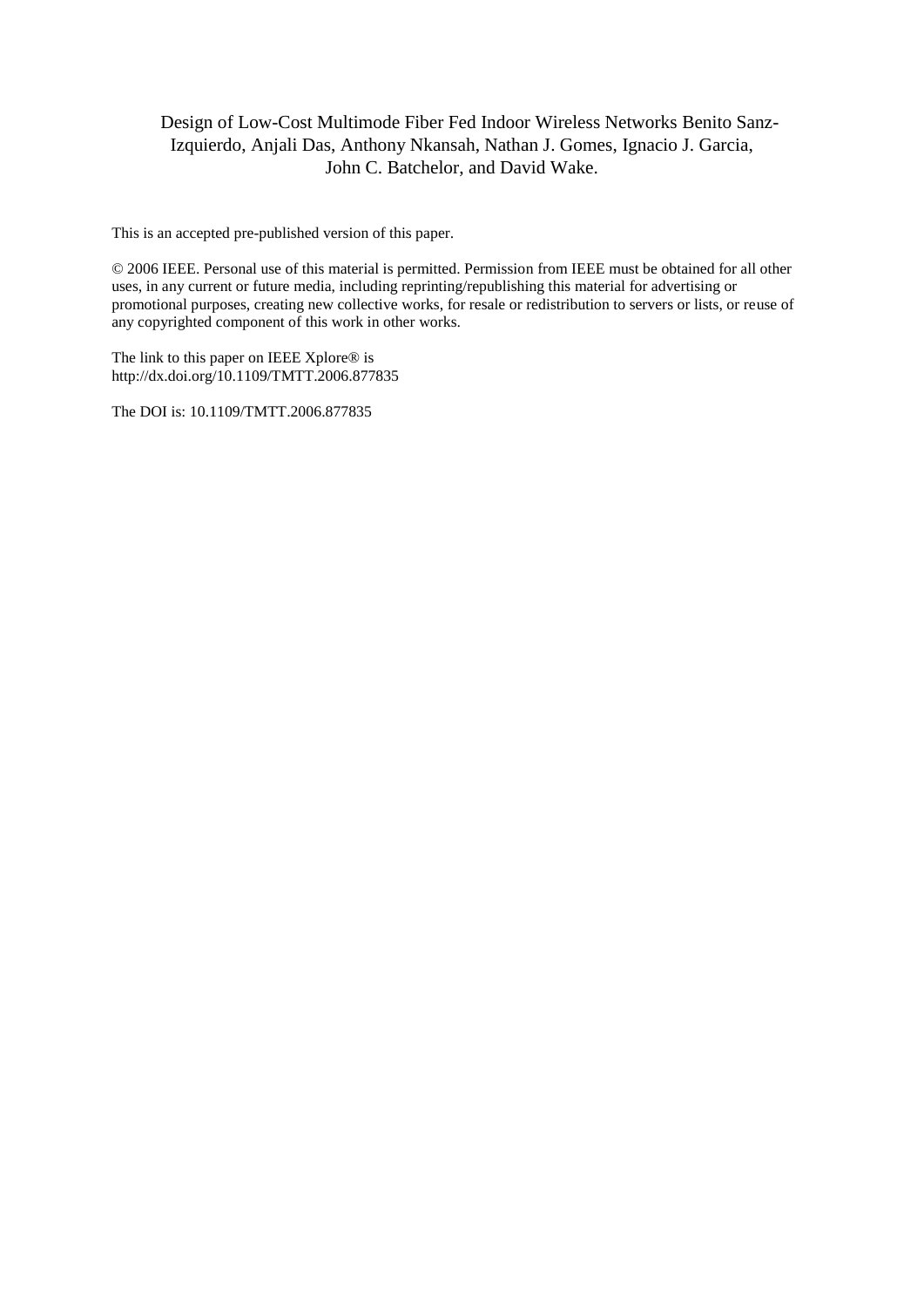Design of Low-Cost Multimode Fiber Fed Indoor Wireless Networks Benito Sanz-Izquierdo, Anjali Das, Anthony Nkansah, Nathan J. Gomes, Ignacio J. Garcia, John C. Batchelor, and David Wake.

This is an accepted pre-published version of this paper.

© 2006 IEEE. Personal use of this material is permitted. Permission from IEEE must be obtained for all other uses, in any current or future media, including reprinting/republishing this material for advertising or promotional purposes, creating new collective works, for resale or redistribution to servers or lists, or reuse of any copyrighted component of this work in other works.

The link to this paper on IEEE Xplore® is
http://dx.doi.org/10.1109/TMTT.2006.877835

The DOI is: 10.1109/TMTT.2006.877835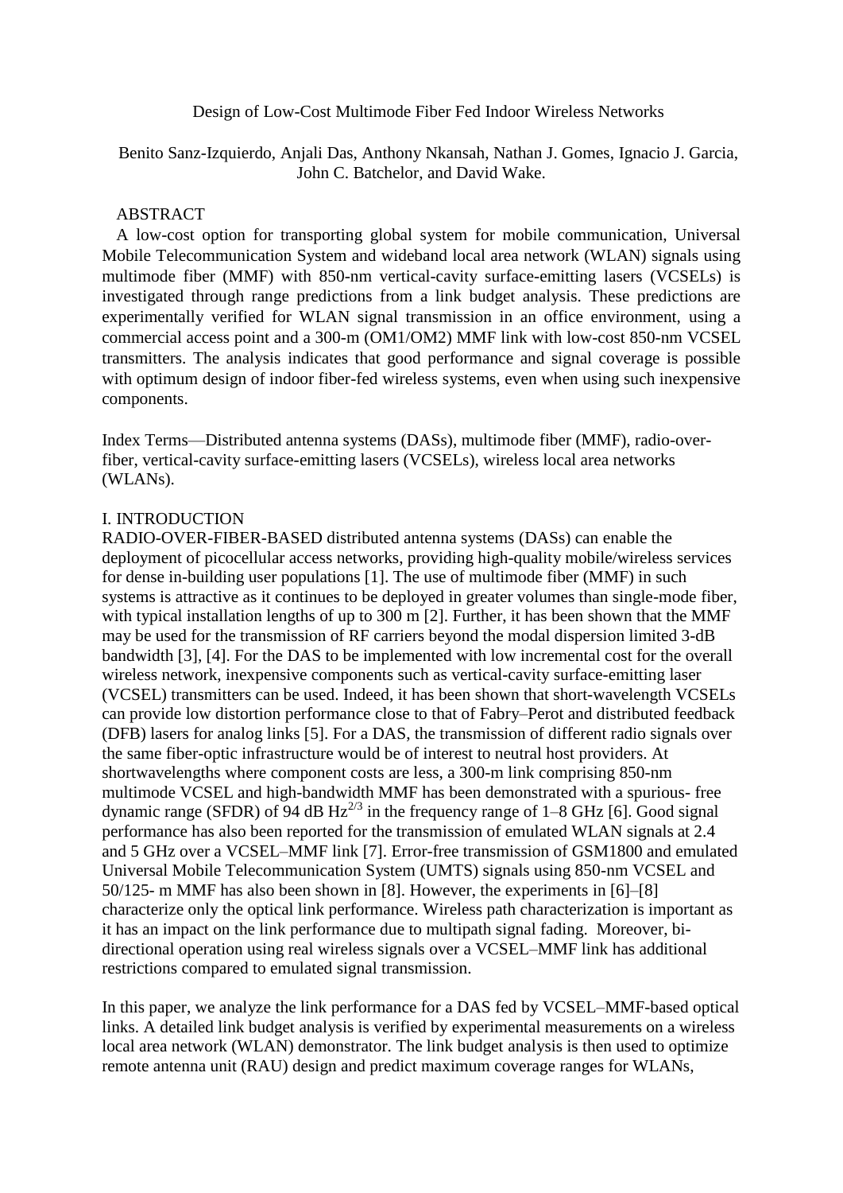Design of Low-Cost Multimode Fiber Fed Indoor Wireless Networks

Benito Sanz-Izquierdo, Anjali Das, Anthony Nkansah, Nathan J. Gomes, Ignacio J. Garcia, John C. Batchelor, and David Wake.

## ABSTRACT

A low-cost option for transporting global system for mobile communication, Universal Mobile Telecommunication System and wideband local area network (WLAN) signals using multimode fiber (MMF) with 850-nm vertical-cavity surface-emitting lasers (VCSELs) is investigated through range predictions from a link budget analysis. These predictions are experimentally verified for WLAN signal transmission in an office environment, using a commercial access point and a 300-m (OM1/OM2) MMF link with low-cost 850-nm VCSEL transmitters. The analysis indicates that good performance and signal coverage is possible with optimum design of indoor fiber-fed wireless systems, even when using such inexpensive components.

Index Terms—Distributed antenna systems (DASs), multimode fiber (MMF), radio-over-fiber, vertical-cavity surface-emitting lasers (VCSELs), wireless local area networks (WLANs).

## I. INTRODUCTION

RADIO-OVER-FIBER-BASED distributed antenna systems (DASs) can enable the deployment of picocellular access networks, providing high-quality mobile/wireless services for dense in-building user populations [1]. The use of multimode fiber (MMF) in such systems is attractive as it continues to be deployed in greater volumes than single-mode fiber, with typical installation lengths of up to 300 m [2]. Further, it has been shown that the MMF may be used for the transmission of RF carriers beyond the modal dispersion limited 3-dB bandwidth [3], [4]. For the DAS to be implemented with low incremental cost for the overall wireless network, inexpensive components such as vertical-cavity surface-emitting laser (VCSEL) transmitters can be used. Indeed, it has been shown that short-wavelength VCSELs can provide low distortion performance close to that of Fabry–Perot and distributed feedback (DFB) lasers for analog links [5]. For a DAS, the transmission of different radio signals over the same fiber-optic infrastructure would be of interest to neutral host providers. At shortwavelengths where component costs are less, a 300-m link comprising 850-nm multimode VCSEL and high-bandwidth MMF has been demonstrated with a spurious- free dynamic range (SFDR) of 94 dB $Hz^{2/3}$ in the frequency range of 1–8 GHz [6]. Good signal performance has also been reported for the transmission of emulated WLAN signals at 2.4 and 5 GHz over a VCSEL–MMF link [7]. Error-free transmission of GSM1800 and emulated Universal Mobile Telecommunication System (UMTS) signals using 850-nm VCSEL and 50/125- m MMF has also been shown in [8]. However, the experiments in [6]–[8] characterize only the optical link performance. Wireless path characterization is important as it has an impact on the link performance due to multipath signal fading. Moreover, bi-directional operation using real wireless signals over a VCSEL–MMF link has additional restrictions compared to emulated signal transmission.

In this paper, we analyze the link performance for a DAS fed by VCSEL–MMF-based optical links. A detailed link budget analysis is verified by experimental measurements on a wireless local area network (WLAN) demonstrator. The link budget analysis is then used to optimize remote antenna unit (RAU) design and predict maximum coverage ranges for WLANs,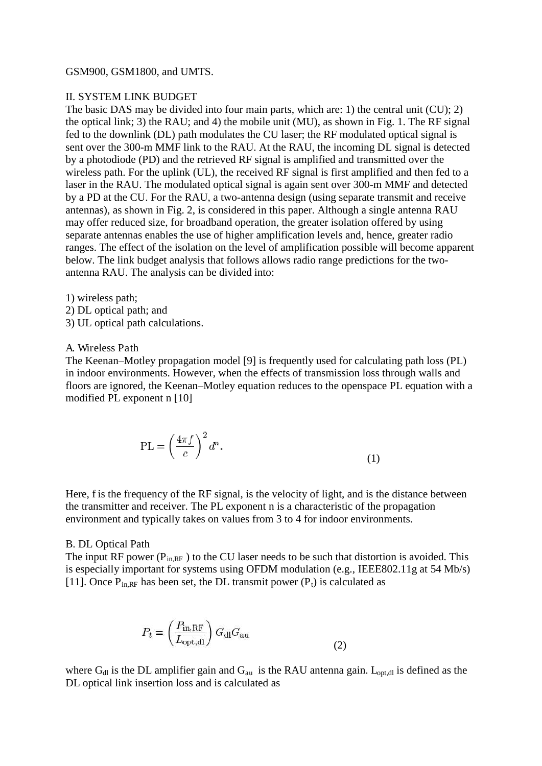GSM900, GSM1800, and UMTS.

## II. SYSTEM LINK BUDGET

The basic DAS may be divided into four main parts, which are: 1) the central unit (CU); 2) the optical link; 3) the RAU; and 4) the mobile unit (MU), as shown in Fig. 1. The RF signal fed to the downlink (DL) path modulates the CU laser; the RF modulated optical signal is sent over the 300-m MMF link to the RAU. At the RAU, the incoming DL signal is detected by a photodiode (PD) and the retrieved RF signal is amplified and transmitted over the wireless path. For the uplink (UL), the received RF signal is first amplified and then fed to a laser in the RAU. The modulated optical signal is again sent over 300-m MMF and detected by a PD at the CU. For the RAU, a two-antenna design (using separate transmit and receive antennas), as shown in Fig. 2, is considered in this paper. Although a single antenna RAU may offer reduced size, for broadband operation, the greater isolation offered by using separate antennas enables the use of higher amplification levels and, hence, greater radio ranges. The effect of the isolation on the level of amplification possible will become apparent below. The link budget analysis that follows allows radio range predictions for the two-antenna RAU. The analysis can be divided into:

1) wireless path;
2) DL optical path; and
3) UL optical path calculations.

### A. Wireless Path

The Keenan–Motley propagation model [9] is frequently used for calculating path loss (PL) in indoor environments. However, when the effects of transmission loss through walls and floors are ignored, the Keenan–Motley equation reduces to the openspace PL equation with a modified PL exponent n [10]

$$\mathrm{PL} = \left(\frac{4\pi f}{c}\right)^2 d^n. \tag{1}$$

Here, f is the frequency of the RF signal, is the velocity of light, and is the distance between the transmitter and receiver. The PL exponent n is a characteristic of the propagation environment and typically takes on values from 3 to 4 for indoor environments.

### B. DL Optical Path

The input RF power ($P_{in,RF}$ ) to the CU laser needs to be such that distortion is avoided. This is especially important for systems using OFDM modulation (e.g., IEEE802.11g at 54 Mb/s) [11]. Once $P_{in,RF}$ has been set, the DL transmit power ($P_t$) is calculated as

$$P_t = \left(\frac{P_{\mathrm{in,RF}}}{L_{\mathrm{opt,dl}}}\right) G_{\mathrm{dl}} G_{\mathrm{au}} \tag{2}$$

where $G_{dl}$ is the DL amplifier gain and $G_{au}$ is the RAU antenna gain. $L_{opt,dl}$ is defined as the DL optical link insertion loss and is calculated as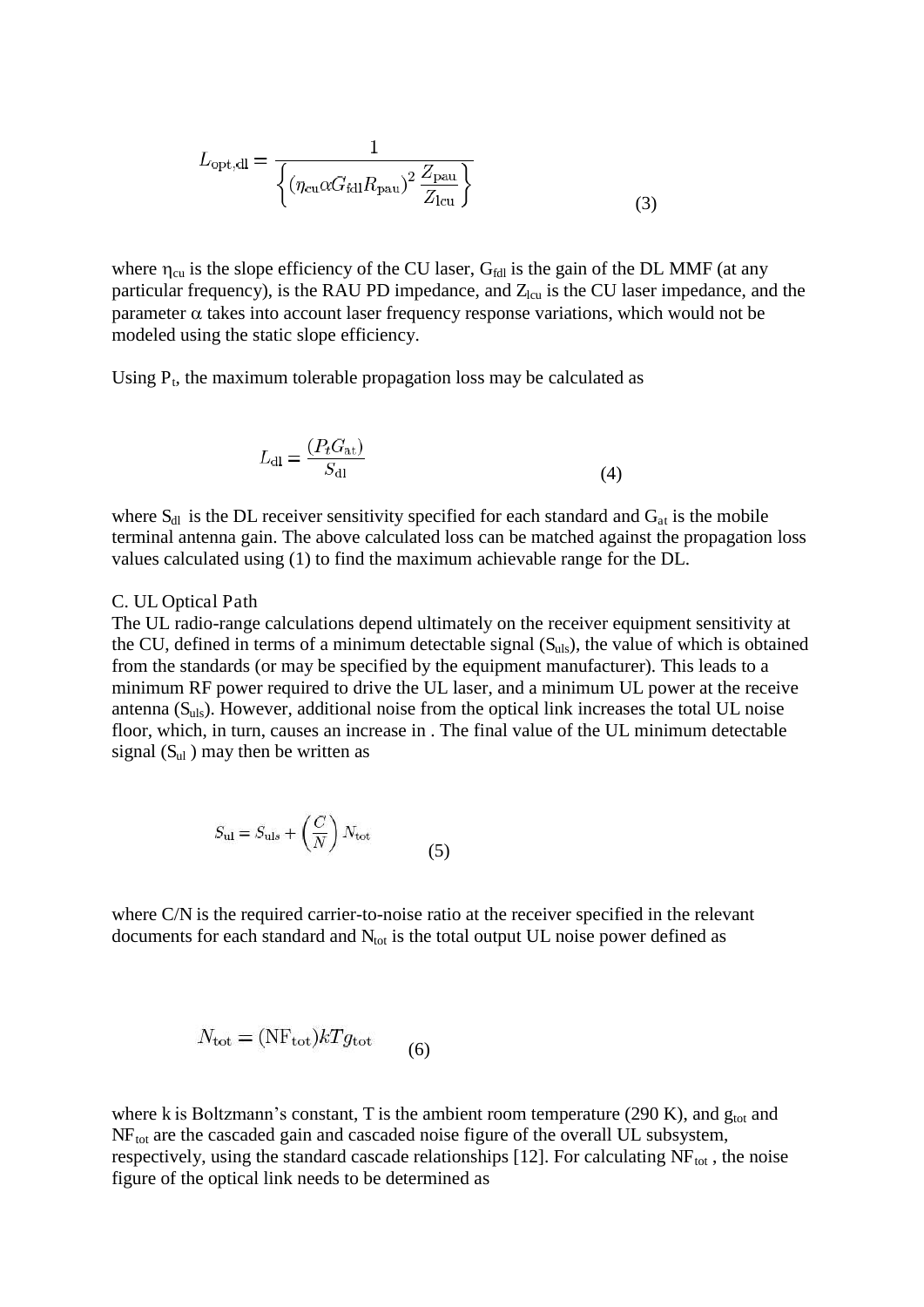$$L_{\text{opt,dl}} = \frac{1}{\left\{(\eta_{\text{cu}} \alpha G_{\text{fdl}} R_{\text{pau}})^2 \frac{Z_{\text{pau}}}{Z_{\text{lcu}}}\right\}} \tag{3}$$

where $\eta_{cu}$ is the slope efficiency of the CU laser, $G_{fdl}$ is the gain of the DL MMF (at any particular frequency), is the RAU PD impedance, and $Z_{lcu}$ is the CU laser impedance, and the parameter $\alpha$ takes into account laser frequency response variations, which would not be modeled using the static slope efficiency.

Using $P_t$, the maximum tolerable propagation loss may be calculated as

$$L_{\text{dl}} = \frac{(P_t G_{\text{at}})}{S_{\text{dl}}} \tag{4}$$

where $S_{dl}$ is the DL receiver sensitivity specified for each standard and $G_{at}$ is the mobile terminal antenna gain. The above calculated loss can be matched against the propagation loss values calculated using (1) to find the maximum achievable range for the DL.

C. UL Optical Path

The UL radio-range calculations depend ultimately on the receiver equipment sensitivity at the CU, defined in terms of a minimum detectable signal ($S_{uls}$), the value of which is obtained from the standards (or may be specified by the equipment manufacturer). This leads to a minimum RF power required to drive the UL laser, and a minimum UL power at the receive antenna ($S_{uls}$). However, additional noise from the optical link increases the total UL noise floor, which, in turn, causes an increase in . The final value of the UL minimum detectable signal ($S_{ul}$ ) may then be written as

$$S_{\text{ul}} = S_{\text{uls}} + \left(\frac{C}{N}\right) N_{\text{tot}} \tag{5}$$

where C/N is the required carrier-to-noise ratio at the receiver specified in the relevant documents for each standard and $N_{tot}$ is the total output UL noise power defined as

$$N_{\text{tot}} = (\text{NF}_{\text{tot}}) kT g_{\text{tot}} \tag{6}$$

where k is Boltzmann's constant, T is the ambient room temperature (290 K), and $g_{tot}$ and $NF_{tot}$ are the cascaded gain and cascaded noise figure of the overall UL subsystem, respectively, using the standard cascade relationships [12]. For calculating $NF_{tot}$ , the noise figure of the optical link needs to be determined as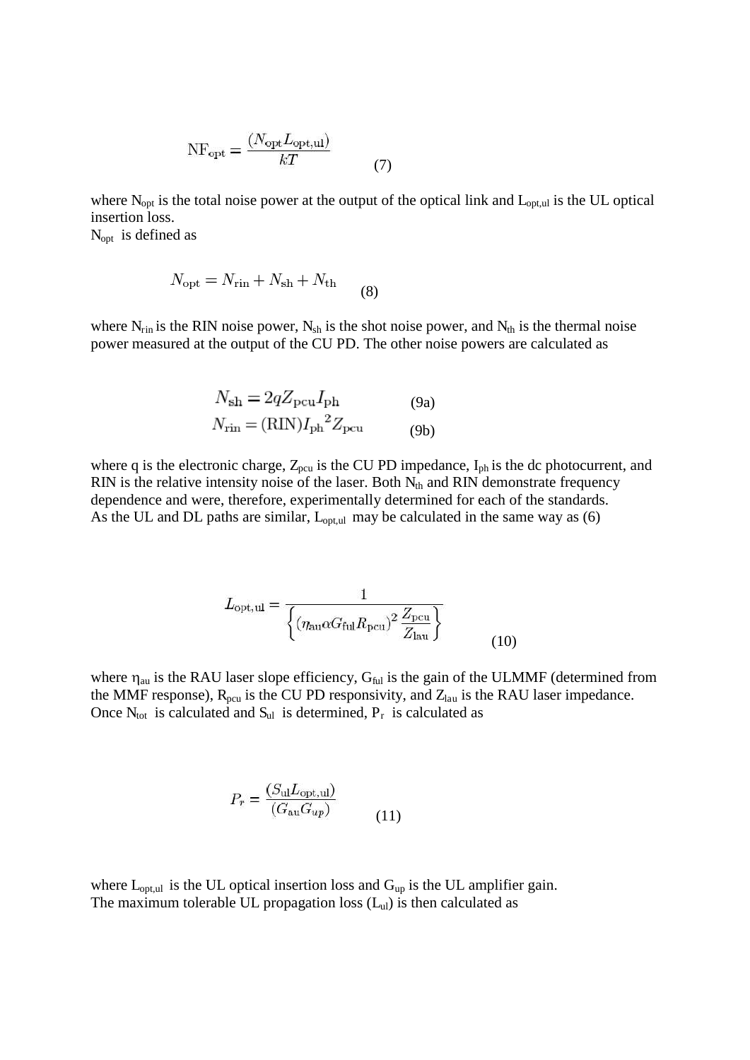$$\mathrm{NF}_{\mathrm{opt}} = \frac{(N_{\mathrm{opt}} L_{\mathrm{opt,ul}})}{kT} \qquad (7)$$

where $N_{opt}$ is the total noise power at the output of the optical link and $L_{opt,ul}$ is the UL optical insertion loss.
$N_{opt}$ is defined as

$$N_{\mathrm{opt}} = N_{\mathrm{rin}} + N_{\mathrm{sh}} + N_{\mathrm{th}} \qquad (8)$$

where $N_{rin}$ is the RIN noise power, $N_{sh}$ is the shot noise power, and $N_{th}$ is the thermal noise power measured at the output of the CU PD. The other noise powers are calculated as

$$N_{\mathrm{sh}} = 2qZ_{\mathrm{pcu}} I_{\mathrm{ph}} \qquad (9a)$$

$$N_{\mathrm{rin}} = (\mathrm{RIN}) {I_{\mathrm{ph}}}^2 Z_{\mathrm{pcu}} \qquad (9b)$$

where q is the electronic charge, $Z_{pcu}$ is the CU PD impedance, $I_{ph}$ is the dc photocurrent, and RIN is the relative intensity noise of the laser. Both $N_{th}$ and RIN demonstrate frequency dependence and were, therefore, experimentally determined for each of the standards.
As the UL and DL paths are similar, $L_{opt,ul}$ may be calculated in the same way as (6)

$$L_{\mathrm{opt,ul}} = \frac{1}{\left\{ (\eta_{\mathrm{au}} \alpha G_{\mathrm{ful}} R_{\mathrm{pcu}})^2 \dfrac{Z_{\mathrm{pcu}}}{Z_{\mathrm{lau}}} \right\}} \qquad (10)$$

where $\eta_{au}$ is the RAU laser slope efficiency, $G_{ful}$ is the gain of the ULMMF (determined from the MMF response), $R_{pcu}$ is the CU PD responsivity, and $Z_{lau}$ is the RAU laser impedance.
Once $N_{tot}$ is calculated and $S_{ul}$ is determined, $P_r$ is calculated as

$$P_r = \frac{(S_{\mathrm{ul}} L_{\mathrm{opt,ul}})}{(G_{\mathrm{au}} G_{up})} \qquad (11)$$

where $L_{opt,ul}$ is the UL optical insertion loss and $G_{up}$ is the UL amplifier gain.
The maximum tolerable UL propagation loss ($L_{ul}$) is then calculated as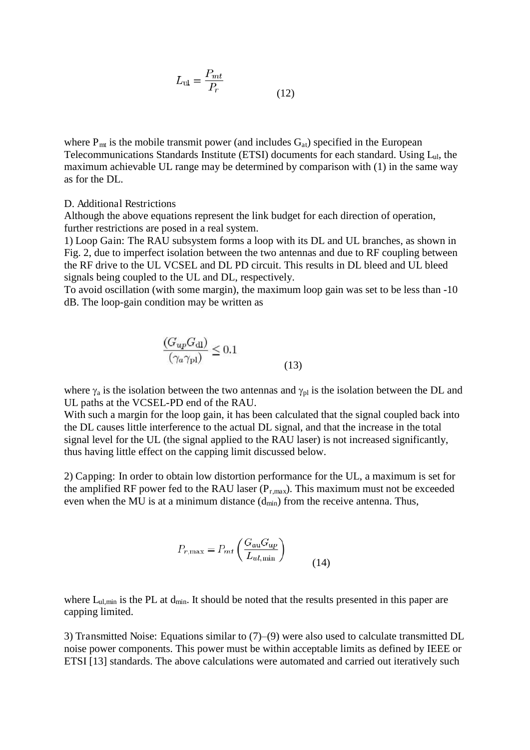$$L_{\mathrm{ul}} = \frac{P_{mt}}{P_r} \tag{12}$$

where $P_{mt}$ is the mobile transmit power (and includes $G_{at}$) specified in the European Telecommunications Standards Institute (ETSI) documents for each standard. Using $L_{ul}$, the maximum achievable UL range may be determined by comparison with (1) in the same way as for the DL.

D. Additional Restrictions

Although the above equations represent the link budget for each direction of operation, further restrictions are posed in a real system.

1) Loop Gain: The RAU subsystem forms a loop with its DL and UL branches, as shown in Fig. 2, due to imperfect isolation between the two antennas and due to RF coupling between the RF drive to the UL VCSEL and DL PD circuit. This results in DL bleed and UL bleed signals being coupled to the UL and DL, respectively.

To avoid oscillation (with some margin), the maximum loop gain was set to be less than -10 dB. The loop-gain condition may be written as

$$\frac{(G_{up}G_{\mathrm{dl}})}{(\gamma_a \gamma_{\mathrm{pl}})} \leq 0.1 \tag{13}$$

where $\gamma_a$ is the isolation between the two antennas and $\gamma_{pl}$ is the isolation between the DL and UL paths at the VCSEL-PD end of the RAU.

With such a margin for the loop gain, it has been calculated that the signal coupled back into the DL causes little interference to the actual DL signal, and that the increase in the total signal level for the UL (the signal applied to the RAU laser) is not increased significantly, thus having little effect on the capping limit discussed below.

2) Capping: In order to obtain low distortion performance for the UL, a maximum is set for the amplified RF power fed to the RAU laser ($P_{r,max}$). This maximum must not be exceeded even when the MU is at a minimum distance ($d_{min}$) from the receive antenna. Thus,

$$P_{r,\max} = P_{mt}\left(\frac{G_{\mathrm{au}}G_{up}}{L_{ul,\min}}\right) \tag{14}$$

where $L_{ul,min}$ is the PL at $d_{min}$. It should be noted that the results presented in this paper are capping limited.

3) Transmitted Noise: Equations similar to (7)–(9) were also used to calculate transmitted DL noise power components. This power must be within acceptable limits as defined by IEEE or ETSI [13] standards. The above calculations were automated and carried out iteratively such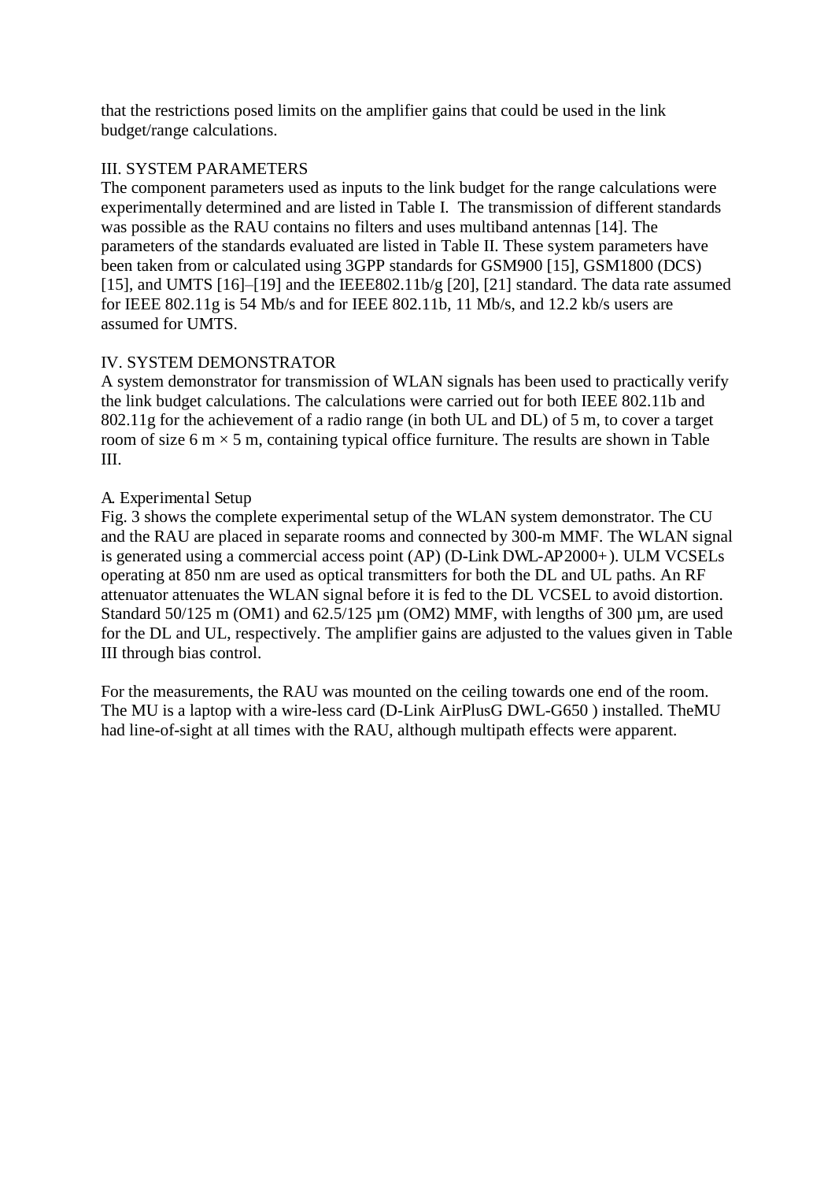that the restrictions posed limits on the amplifier gains that could be used in the link budget/range calculations.

## III. SYSTEM PARAMETERS

The component parameters used as inputs to the link budget for the range calculations were experimentally determined and are listed in Table I. The transmission of different standards was possible as the RAU contains no filters and uses multiband antennas [14]. The parameters of the standards evaluated are listed in Table II. These system parameters have been taken from or calculated using 3GPP standards for GSM900 [15], GSM1800 (DCS) [15], and UMTS [16]–[19] and the IEEE802.11b/g [20], [21] standard. The data rate assumed for IEEE 802.11g is 54 Mb/s and for IEEE 802.11b, 11 Mb/s, and 12.2 kb/s users are assumed for UMTS.

## IV. SYSTEM DEMONSTRATOR

A system demonstrator for transmission of WLAN signals has been used to practically verify the link budget calculations. The calculations were carried out for both IEEE 802.11b and 802.11g for the achievement of a radio range (in both UL and DL) of 5 m, to cover a target room of size 6 m × 5 m, containing typical office furniture. The results are shown in Table III.

### A. Experimental Setup

Fig. 3 shows the complete experimental setup of the WLAN system demonstrator. The CU and the RAU are placed in separate rooms and connected by 300-m MMF. The WLAN signal is generated using a commercial access point (AP) (D-Link DWL-AP2000+). ULM VCSELs operating at 850 nm are used as optical transmitters for both the DL and UL paths. An RF attenuator attenuates the WLAN signal before it is fed to the DL VCSEL to avoid distortion. Standard 50/125 m (OM1) and 62.5/125 µm (OM2) MMF, with lengths of 300 µm, are used for the DL and UL, respectively. The amplifier gains are adjusted to the values given in Table III through bias control.

For the measurements, the RAU was mounted on the ceiling towards one end of the room. The MU is a laptop with a wire-less card (D-Link AirPlusG DWL-G650 ) installed. TheMU had line-of-sight at all times with the RAU, although multipath effects were apparent.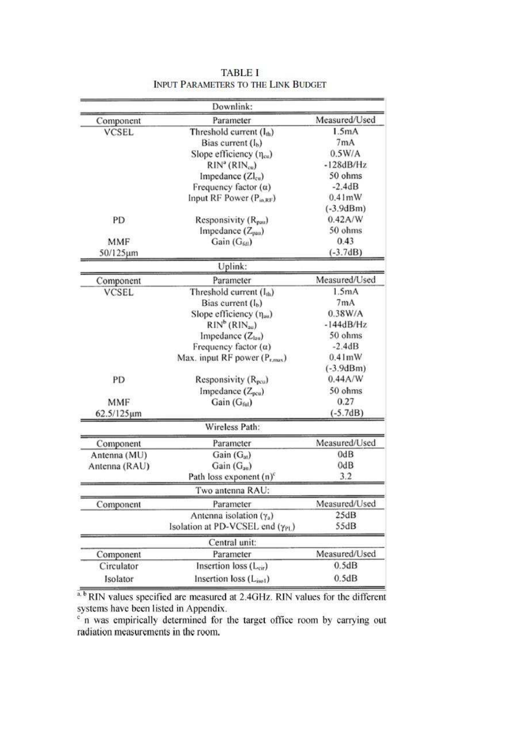TABLE I
INPUT PARAMETERS TO THE LINK BUDGET

| Downlink: | | |
|---|---|---|
| **Component** | **Parameter** | **Measured/Used** |
| VCSEL | Threshold current ($I_{th}$) | 1.5mA |
| | Bias current ($I_b$) | 7mA |
| | Slope efficiency ($\eta_{cu}$) | 0.5W/A |
| | RIN[a] ($RIN_{cu}$) | -128dB/Hz |
| | Impedance ($Zl_{cu}$) | 50 ohms |
| | Frequency factor ($\alpha$) | -2.4dB |
| | Input RF Power ($P_{in,RF}$) | 0.41mW (-3.9dBm) |
| PD | Responsivity ($R_{pau}$) | 0.42A/W |
| | Impedance ($Z_{pau}$) | 50 ohms |
| MMF 50/125μm | Gain ($G_{fdl}$) | 0.43 (-3.7dB) |
| **Uplink:** | | |
| **Component** | **Parameter** | **Measured/Used** |
| VCSEL | Threshold current ($I_{th}$) | 1.5mA |
| | Bias current ($I_b$) | 7mA |
| | Slope efficiency ($\eta_{au}$) | 0.38W/A |
| | RIN[b] ($RIN_{au}$) | -144dB/Hz |
| | Impedance ($Z_{lau}$) | 50 ohms |
| | Frequency factor ($\alpha$) | -2.4dB |
| | Max. input RF power ($P_{r,max}$) | 0.41mW (-3.9dBm) |
| PD | Responsivity ($R_{pcu}$) | 0.44A/W |
| | Impedance ($Z_{pcu}$) | 50 ohms |
| MMF 62.5/125μm | Gain ($G_{ful}$) | 0.27 (-5.7dB) |
| **Wireless Path:** | | |
| **Component** | **Parameter** | **Measured/Used** |
| Antenna (MU) | Gain ($G_{at}$) | 0dB |
| Antenna (RAU) | Gain ($G_{au}$) | 0dB |
| | Path loss exponent (n)[c] | 3.2 |
| **Two antenna RAU:** | | |
| **Component** | **Parameter** | **Measured/Used** |
| | Antenna isolation ($\gamma_a$) | 25dB |
| | Isolation at PD-VCSEL end ($\gamma_{PL}$) | 55dB |
| **Central unit:** | | |
| **Component** | **Parameter** | **Measured/Used** |
| Circulator | Insertion loss ($L_{cir}$) | 0.5dB |
| Isolator | Insertion loss ($L_{isol}$) | 0.5dB |

[a, b] RIN values specified are measured at 2.4GHz. RIN values for the different systems have been listed in Appendix.

[c] n was empirically determined for the target office room by carrying out radiation measurements in the room.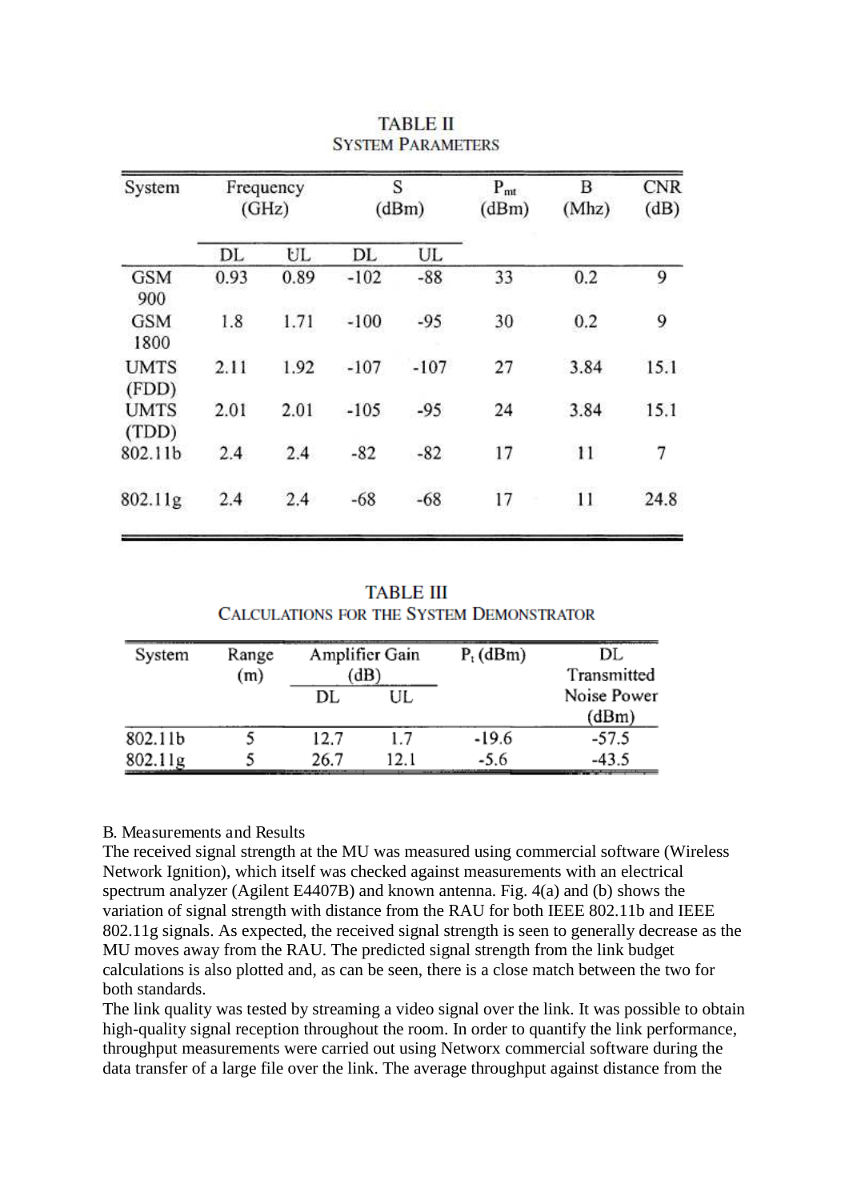TABLE II
SYSTEM PARAMETERS

| System | Frequency (GHz) | | S (dBm) | | $P_{mt}$ (dBm) | B (Mhz) | CNR (dB) |
|---|---|---|---|---|---|---|---|
| | DL | UL | DL | UL | | | |
| GSM 900 | 0.93 | 0.89 | -102 | -88 | 33 | 0.2 | 9 |
| GSM 1800 | 1.8 | 1.71 | -100 | -95 | 30 | 0.2 | 9 |
| UMTS (FDD) | 2.11 | 1.92 | -107 | -107 | 27 | 3.84 | 15.1 |
| UMTS (TDD) | 2.01 | 2.01 | -105 | -95 | 24 | 3.84 | 15.1 |
| 802.11b | 2.4 | 2.4 | -82 | -82 | 17 | 11 | 7 |
| 802.11g | 2.4 | 2.4 | -68 | -68 | 17 | 11 | 24.8 |

TABLE III
CALCULATIONS FOR THE SYSTEM DEMONSTRATOR

| System | Range (m) | Amplifier Gain (dB) | | $P_t$ (dBm) | DL Transmitted Noise Power (dBm) |
|---|---|---|---|---|---|
| | | DL | UL | | |
| 802.11b | 5 | 12.7 | 1.7 | -19.6 | -57.5 |
| 802.11g | 5 | 26.7 | 12.1 | -5.6 | -43.5 |

B. Measurements and Results

The received signal strength at the MU was measured using commercial software (Wireless Network Ignition), which itself was checked against measurements with an electrical spectrum analyzer (Agilent E4407B) and known antenna. Fig. 4(a) and (b) shows the variation of signal strength with distance from the RAU for both IEEE 802.11b and IEEE 802.11g signals. As expected, the received signal strength is seen to generally decrease as the MU moves away from the RAU. The predicted signal strength from the link budget calculations is also plotted and, as can be seen, there is a close match between the two for both standards.

The link quality was tested by streaming a video signal over the link. It was possible to obtain high-quality signal reception throughout the room. In order to quantify the link performance, throughput measurements were carried out using Networx commercial software during the data transfer of a large file over the link. The average throughput against distance from the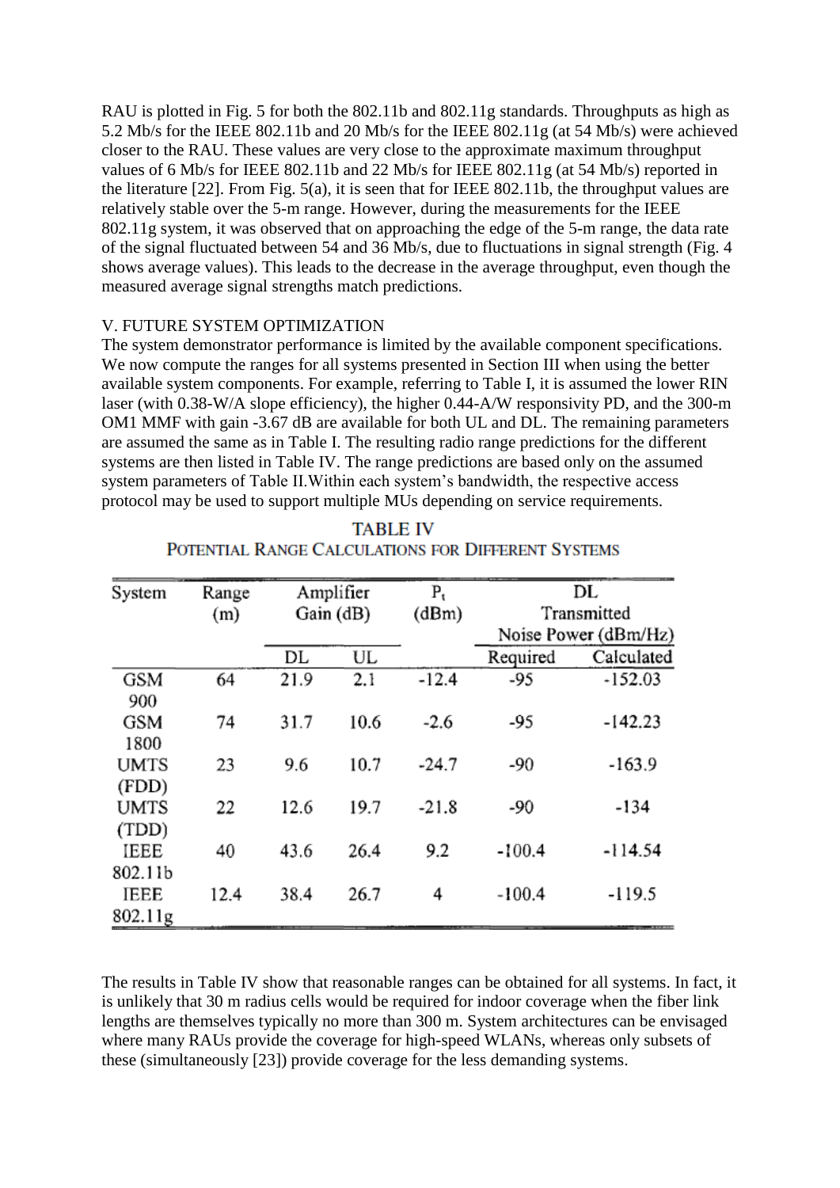RAU is plotted in Fig. 5 for both the 802.11b and 802.11g standards. Throughputs as high as 5.2 Mb/s for the IEEE 802.11b and 20 Mb/s for the IEEE 802.11g (at 54 Mb/s) were achieved closer to the RAU. These values are very close to the approximate maximum throughput values of 6 Mb/s for IEEE 802.11b and 22 Mb/s for IEEE 802.11g (at 54 Mb/s) reported in the literature [22]. From Fig. 5(a), it is seen that for IEEE 802.11b, the throughput values are relatively stable over the 5-m range. However, during the measurements for the IEEE 802.11g system, it was observed that on approaching the edge of the 5-m range, the data rate of the signal fluctuated between 54 and 36 Mb/s, due to fluctuations in signal strength (Fig. 4 shows average values). This leads to the decrease in the average throughput, even though the measured average signal strengths match predictions.

## V. FUTURE SYSTEM OPTIMIZATION

The system demonstrator performance is limited by the available component specifications. We now compute the ranges for all systems presented in Section III when using the better available system components. For example, referring to Table I, it is assumed the lower RIN laser (with 0.38-W/A slope efficiency), the higher 0.44-A/W responsivity PD, and the 300-m OM1 MMF with gain -3.67 dB are available for both UL and DL. The remaining parameters are assumed the same as in Table I. The resulting radio range predictions for the different systems are then listed in Table IV. The range predictions are based only on the assumed system parameters of Table II.Within each system's bandwidth, the respective access protocol may be used to support multiple MUs depending on service requirements.

TABLE IV
POTENTIAL RANGE CALCULATIONS FOR DIFFERENT SYSTEMS

| System | Range (m) | Amplifier Gain (dB) | | $P_t$ (dBm) | DL Transmitted Noise Power (dBm/Hz) | |
|---|---|---|---|---|---|---|
| | | DL | UL | | Required | Calculated |
| GSM 900 | 64 | 21.9 | 2.1 | -12.4 | -95 | -152.03 |
| GSM 1800 | 74 | 31.7 | 10.6 | -2.6 | -95 | -142.23 |
| UMTS (FDD) | 23 | 9.6 | 10.7 | -24.7 | -90 | -163.9 |
| UMTS (TDD) | 22 | 12.6 | 19.7 | -21.8 | -90 | -134 |
| IEEE 802.11b | 40 | 43.6 | 26.4 | 9.2 | -100.4 | -114.54 |
| IEEE 802.11g | 12.4 | 38.4 | 26.7 | 4 | -100.4 | -119.5 |

The results in Table IV show that reasonable ranges can be obtained for all systems. In fact, it is unlikely that 30 m radius cells would be required for indoor coverage when the fiber link lengths are themselves typically no more than 300 m. System architectures can be envisaged where many RAUs provide the coverage for high-speed WLANs, whereas only subsets of these (simultaneously [23]) provide coverage for the less demanding systems.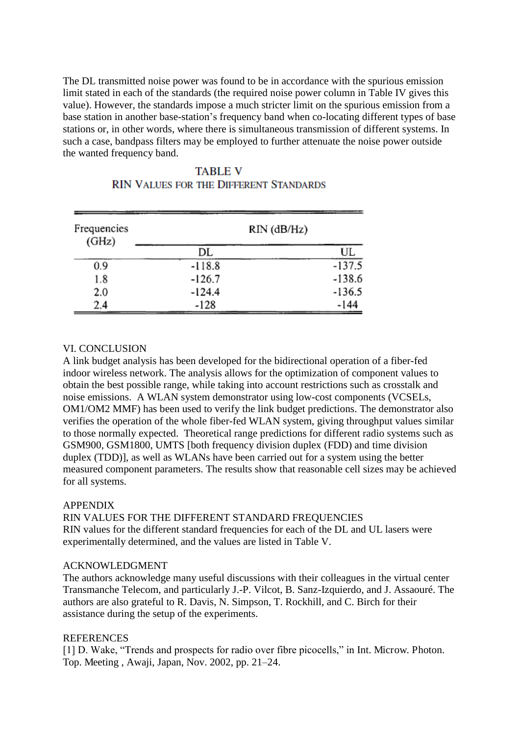The DL transmitted noise power was found to be in accordance with the spurious emission limit stated in each of the standards (the required noise power column in Table IV gives this value). However, the standards impose a much stricter limit on the spurious emission from a base station in another base-station's frequency band when co-locating different types of base stations or, in other words, where there is simultaneous transmission of different systems. In such a case, bandpass filters may be employed to further attenuate the noise power outside the wanted frequency band.

TABLE V
RIN VALUES FOR THE DIFFERENT STANDARDS

| Frequencies (GHz) | RIN (dB/Hz) | |
|---|---|---|
| | DL | UL |
| 0.9 | -118.8 | -137.5 |
| 1.8 | -126.7 | -138.6 |
| 2.0 | -124.4 | -136.5 |
| 2.4 | -128 | -144 |

## VI. CONCLUSION

A link budget analysis has been developed for the bidirectional operation of a fiber-fed indoor wireless network. The analysis allows for the optimization of component values to obtain the best possible range, while taking into account restrictions such as crosstalk and noise emissions. A WLAN system demonstrator using low-cost components (VCSELs, OM1/OM2 MMF) has been used to verify the link budget predictions. The demonstrator also verifies the operation of the whole fiber-fed WLAN system, giving throughput values similar to those normally expected. Theoretical range predictions for different radio systems such as GSM900, GSM1800, UMTS [both frequency division duplex (FDD) and time division duplex (TDD)], as well as WLANs have been carried out for a system using the better measured component parameters. The results show that reasonable cell sizes may be achieved for all systems.

## APPENDIX

RIN VALUES FOR THE DIFFERENT STANDARD FREQUENCIES

RIN values for the different standard frequencies for each of the DL and UL lasers were experimentally determined, and the values are listed in Table V.

## ACKNOWLEDGMENT

The authors acknowledge many useful discussions with their colleagues in the virtual center Transmanche Telecom, and particularly J.-P. Vilcot, B. Sanz-Izquierdo, and J. Assaouré. The authors are also grateful to R. Davis, N. Simpson, T. Rockhill, and C. Birch for their assistance during the setup of the experiments.

## REFERENCES

[1] D. Wake, "Trends and prospects for radio over fibre picocells," in Int. Microw. Photon. Top. Meeting , Awaji, Japan, Nov. 2002, pp. 21–24.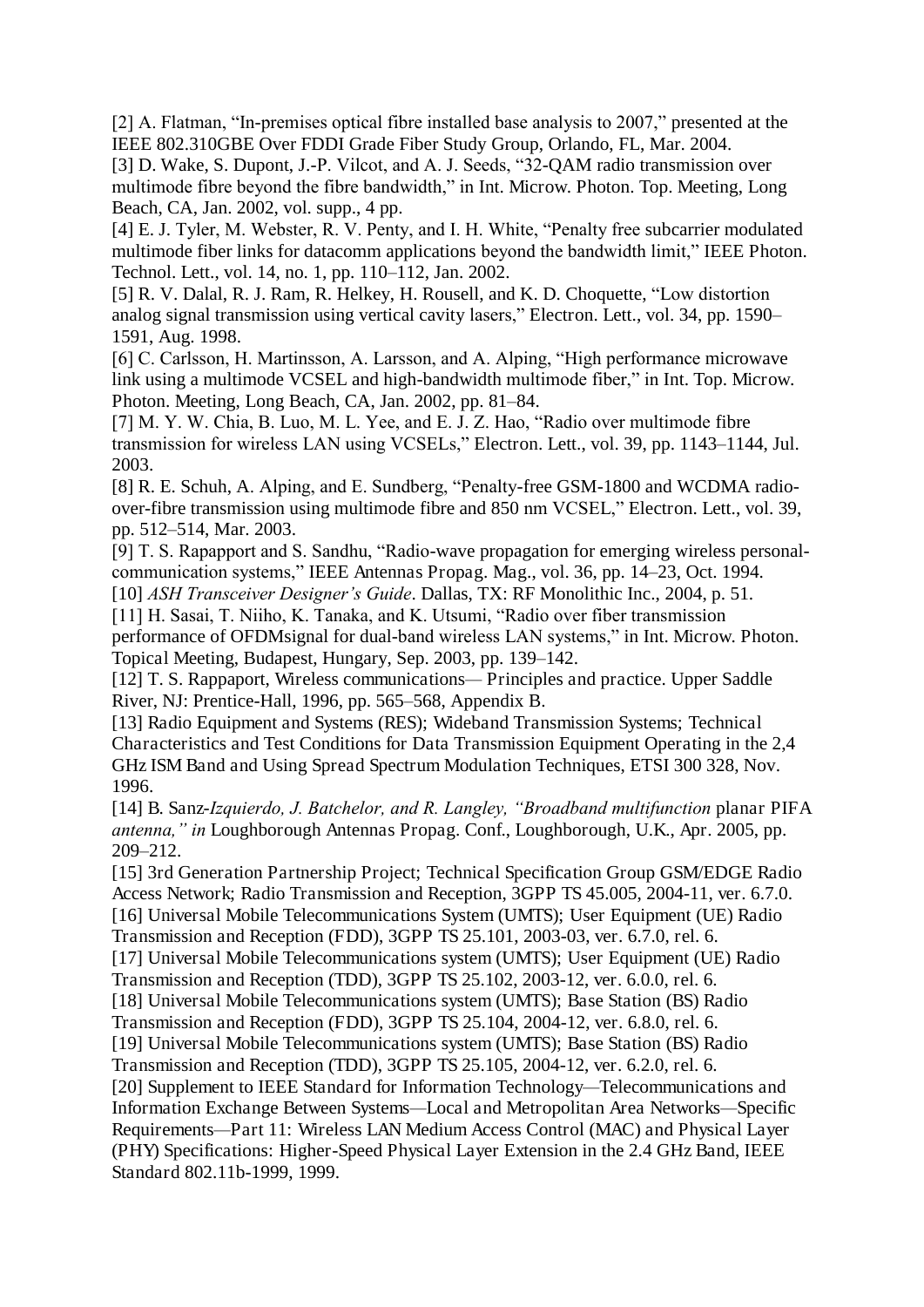[2] A. Flatman, "In-premises optical fibre installed base analysis to 2007," presented at the IEEE 802.310GBE Over FDDI Grade Fiber Study Group, Orlando, FL, Mar. 2004.

[3] D. Wake, S. Dupont, J.-P. Vilcot, and A. J. Seeds, "32-QAM radio transmission over multimode fibre beyond the fibre bandwidth," in Int. Microw. Photon. Top. Meeting, Long Beach, CA, Jan. 2002, vol. supp., 4 pp.

[4] E. J. Tyler, M. Webster, R. V. Penty, and I. H. White, "Penalty free subcarrier modulated multimode fiber links for datacomm applications beyond the bandwidth limit," IEEE Photon. Technol. Lett., vol. 14, no. 1, pp. 110–112, Jan. 2002.

[5] R. V. Dalal, R. J. Ram, R. Helkey, H. Rousell, and K. D. Choquette, "Low distortion analog signal transmission using vertical cavity lasers," Electron. Lett., vol. 34, pp. 1590–1591, Aug. 1998.

[6] C. Carlsson, H. Martinsson, A. Larsson, and A. Alping, "High performance microwave link using a multimode VCSEL and high-bandwidth multimode fiber," in Int. Top. Microw. Photon. Meeting, Long Beach, CA, Jan. 2002, pp. 81–84.

[7] M. Y. W. Chia, B. Luo, M. L. Yee, and E. J. Z. Hao, "Radio over multimode fibre transmission for wireless LAN using VCSELs," Electron. Lett., vol. 39, pp. 1143–1144, Jul. 2003.

[8] R. E. Schuh, A. Alping, and E. Sundberg, "Penalty-free GSM-1800 and WCDMA radio-over-fibre transmission using multimode fibre and 850 nm VCSEL," Electron. Lett., vol. 39, pp. 512–514, Mar. 2003.

[9] T. S. Rapapport and S. Sandhu, "Radio-wave propagation for emerging wireless personal-communication systems," IEEE Antennas Propag. Mag., vol. 36, pp. 14–23, Oct. 1994.

[10] *ASH Transceiver Designer's Guide*. Dallas, TX: RF Monolithic Inc., 2004, p. 51.

[11] H. Sasai, T. Niiho, K. Tanaka, and K. Utsumi, "Radio over fiber transmission performance of OFDMsignal for dual-band wireless LAN systems," in Int. Microw. Photon. Topical Meeting, Budapest, Hungary, Sep. 2003, pp. 139–142.

[12] T. S. Rappaport, Wireless communications— Principles and practice. Upper Saddle River, NJ: Prentice-Hall, 1996, pp. 565–568, Appendix B.

[13] Radio Equipment and Systems (RES); Wideband Transmission Systems; Technical Characteristics and Test Conditions for Data Transmission Equipment Operating in the 2,4 GHz ISM Band and Using Spread Spectrum Modulation Techniques, ETSI 300 328, Nov. 1996.

[14] B. Sanz-*Izquierdo, J. Batchelor, and R. Langley, "Broadband multifunction* planar PIFA *antenna," in* Loughborough Antennas Propag. Conf., Loughborough, U.K., Apr. 2005, pp. 209–212.

[15] 3rd Generation Partnership Project; Technical Specification Group GSM/EDGE Radio Access Network; Radio Transmission and Reception, 3GPP TS 45.005, 2004-11, ver. 6.7.0.

[16] Universal Mobile Telecommunications System (UMTS); User Equipment (UE) Radio Transmission and Reception (FDD), 3GPP TS 25.101, 2003-03, ver. 6.7.0, rel. 6.

[17] Universal Mobile Telecommunications system (UMTS); User Equipment (UE) Radio Transmission and Reception (TDD), 3GPP TS 25.102, 2003-12, ver. 6.0.0, rel. 6.

[18] Universal Mobile Telecommunications system (UMTS); Base Station (BS) Radio Transmission and Reception (FDD), 3GPP TS 25.104, 2004-12, ver. 6.8.0, rel. 6.

[19] Universal Mobile Telecommunications system (UMTS); Base Station (BS) Radio Transmission and Reception (TDD), 3GPP TS 25.105, 2004-12, ver. 6.2.0, rel. 6.

[20] Supplement to IEEE Standard for Information Technology—Telecommunications and Information Exchange Between Systems—Local and Metropolitan Area Networks—Specific Requirements—Part 11: Wireless LAN Medium Access Control (MAC) and Physical Layer (PHY) Specifications: Higher-Speed Physical Layer Extension in the 2.4 GHz Band, IEEE Standard 802.11b-1999, 1999.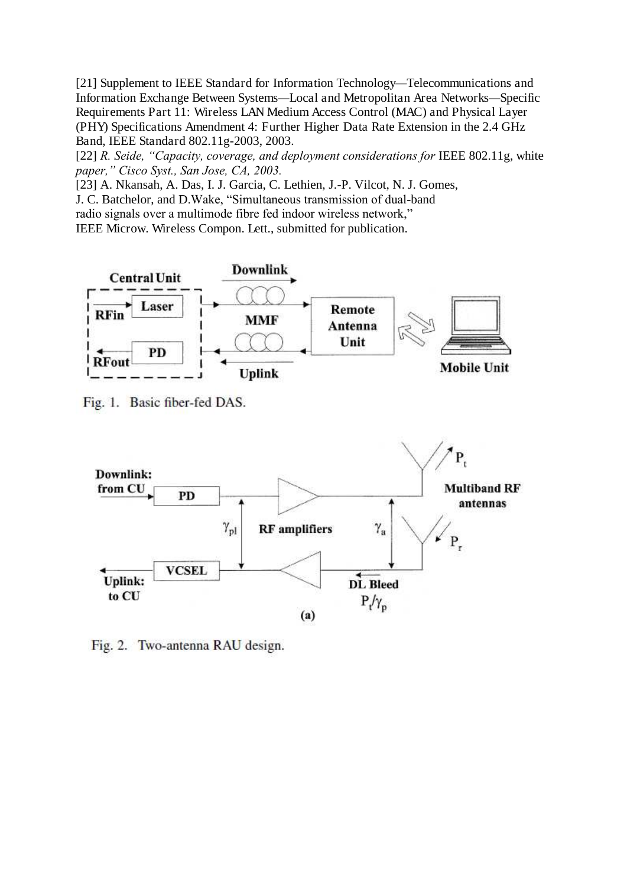[21] Supplement to IEEE Standard for Information Technology—Telecommunications and Information Exchange Between Systems—Local and Metropolitan Area Networks—Specific Requirements Part 11: Wireless LAN Medium Access Control (MAC) and Physical Layer (PHY) Specifications Amendment 4: Further Higher Data Rate Extension in the 2.4 GHz Band, IEEE Standard 802.11g-2003, 2003.

[22] *R. Seide, "Capacity, coverage, and deployment considerations for* IEEE 802.11g, white *paper," Cisco Syst., San Jose, CA, 2003.*

[23] A. Nkansah, A. Das, I. J. Garcia, C. Lethien, J.-P. Vilcot, N. J. Gomes, J. C. Batchelor, and D.Wake, "Simultaneous transmission of dual-band radio signals over a multimode fibre fed indoor wireless network," IEEE Microw. Wireless Compon. Lett., submitted for publication.

Fig. 1. Basic fiber-fed DAS.

Fig. 2. Two-antenna RAU design.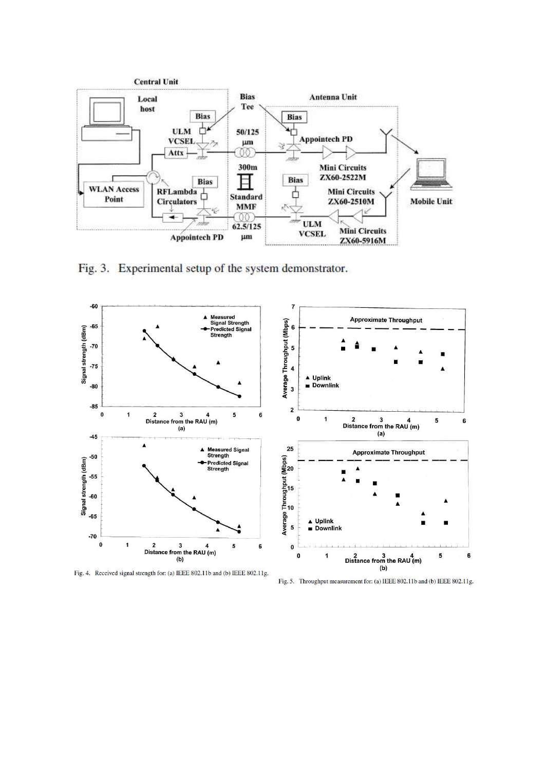Central Unit

Local host

Bias

ULM VCSEL

Attx

WLAN Access Point

RFLambda Circulators

Bias

Appointech PD

Bias Tee

50/125 µm

300m

Standard MMF

62.5/125 µm

Antenna Unit

Bias

Appointech PD

Mini Circuits ZX60-2522M

Bias

Mini Circuits ZX60-2510M

ULM VCSEL

Mini Circuits ZX60-5916M

Mobile Unit

Fig. 3. Experimental setup of the system demonstrator.

Signal strength (dBm)

-60 -65 -70 -75 -80 -85

▲ Measured Signal Strength

●— Predicted Signal Strength

0 1 2 3 4 5 6

Distance from the RAU (m)

(a)

Signal strength (dBm)

-45 -50 -55 -60 -65 -70

▲ Measured Signal Strength

●— Predicted Signal Strength

0 1 2 3 4 5 6

Distance from the RAU (m)

(b)

Fig. 4. Received signal strength for: (a) IEEE 802.11b and (b) IEEE 802.11g.

Average Throughput (Mbps)

7 6 5 4 3 2

Approximate Throughput

▲ Uplink

■ Downlink

0 1 2 3 4 5 6

Distance from the RAU (m)

(a)

Average Throughput (Mbps)

25 20 15 10 5 0

Approximate Throughput

▲ Uplink

■ Downlink

0 1 2 3 4 5 6

Distance from the RAU (m)

(b)

Fig. 5. Throughput measurement for: (a) IEEE 802.11b and (b) IEEE 802.11g.